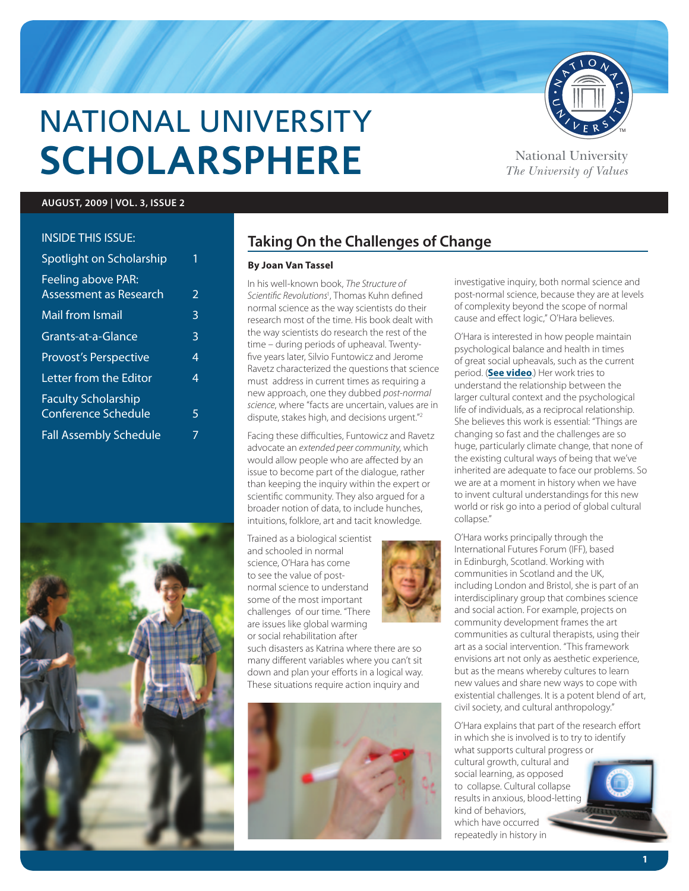# NATIONAL UNIVERSITY SCHOLARSPHERE

National University
*The University of Values*

**AUGUST, 2009 | VOL. 3, ISSUE 2**

INSIDE THIS ISSUE:

| | |
|---|---|
| Spotlight on Scholarship | 1 |
| Feeling above PAR: Assessment as Research | 2 |
| Mail from Ismail | 3 |
| Grants-at-a-Glance | 3 |
| Provost's Perspective | 4 |
| Letter from the Editor | 4 |
| Faculty Scholarship Conference Schedule | 5 |
| Fall Assembly Schedule | 7 |

## Taking On the Challenges of Change

**By Joan Van Tassel**

In his well-known book, *The Structure of Scientific Revolutions*[1], Thomas Kuhn defined normal science as the way scientists do their research most of the time. His book dealt with the way scientists do research the rest of the time – during periods of upheaval. Twenty-five years later, Silvio Funtowicz and Jerome Ravetz characterized the questions that science must address in current times as requiring a new approach, one they dubbed *post-normal science*, where "facts are uncertain, values are in dispute, stakes high, and decisions urgent."[2]

Facing these difficulties, Funtowicz and Ravetz advocate an *extended peer community*, which would allow people who are affected by an issue to become part of the dialogue, rather than keeping the inquiry within the expert or scientific community. They also argued for a broader notion of data, to include hunches, intuitions, folklore, art and tacit knowledge.

Trained as a biological scientist and schooled in normal science, O'Hara has come to see the value of post-normal science to understand some of the most important challenges of our time. "There are issues like global warming or social rehabilitation after such disasters as Katrina where there are so many different variables where you can't sit down and plan your efforts in a logical way. These situations require action inquiry and investigative inquiry, both normal science and post-normal science, because they are at levels of complexity beyond the scope of normal cause and effect logic," O'Hara believes.

O'Hara is interested in how people maintain psychological balance and health in times of great social upheavals, such as the current period. (**See video**.) Her work tries to understand the relationship between the larger cultural context and the psychological life of individuals, as a reciprocal relationship. She believes this work is essential: "Things are changing so fast and the challenges are so huge, particularly climate change, that none of the existing cultural ways of being that we've inherited are adequate to face our problems. So we are at a moment in history when we have to invent cultural understandings for this new world or risk go into a period of global cultural collapse."

O'Hara works principally through the International Futures Forum (IFF), based in Edinburgh, Scotland. Working with communities in Scotland and the UK, including London and Bristol, she is part of an interdisciplinary group that combines science and social action. For example, projects on community development frames the art communities as cultural therapists, using their art as a social intervention. "This framework envisions art not only as aesthetic experience, but as the means whereby cultures to learn new values and share new ways to cope with existential challenges. It is a potent blend of art, civil society, and cultural anthropology."

O'Hara explains that part of the research effort in which she is involved is to try to identify what supports cultural progress or cultural growth, cultural and social learning, as opposed to collapse. Cultural collapse results in anxious, blood-letting kind of behaviors, which have occurred repeatedly in history in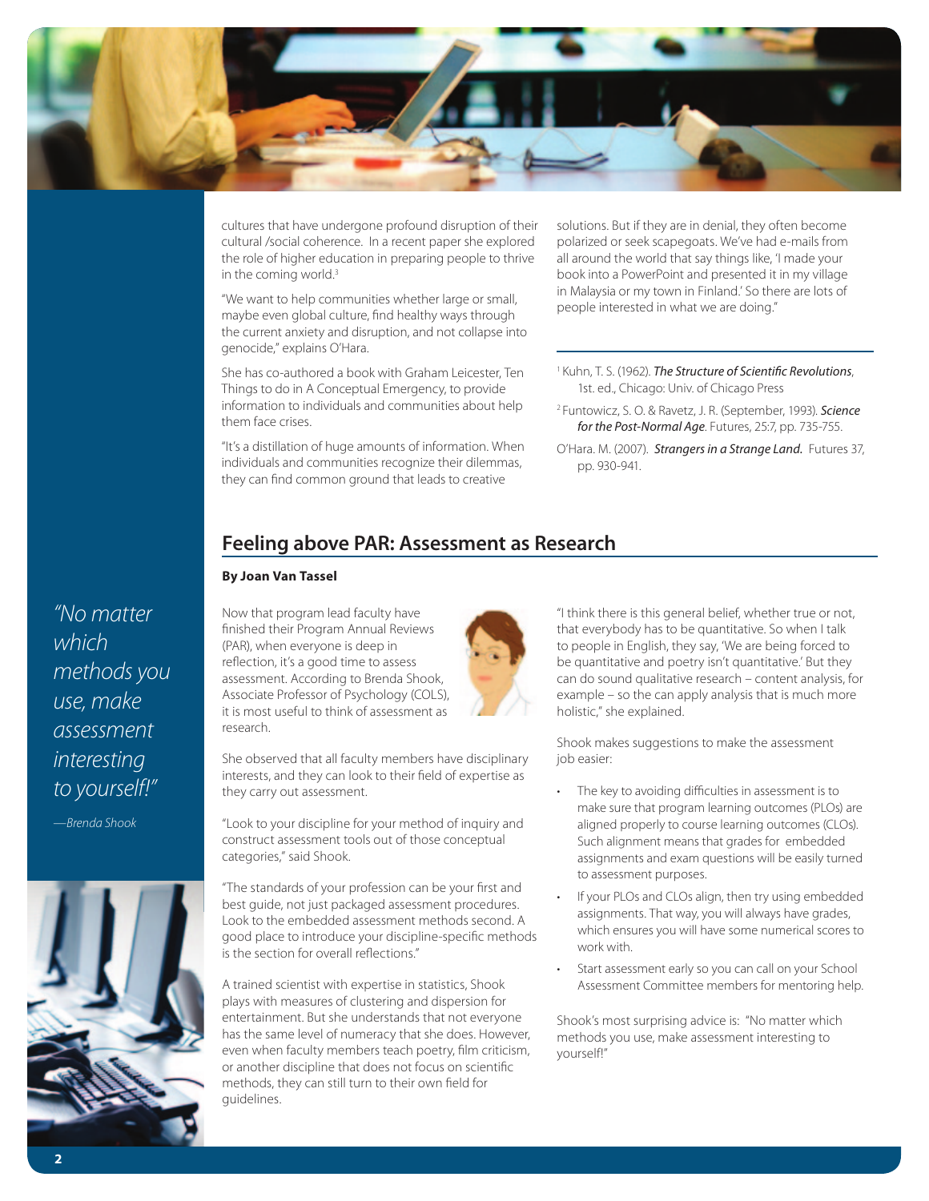cultures that have undergone profound disruption of their cultural /social coherence. In a recent paper she explored the role of higher education in preparing people to thrive in the coming world.[3]

"We want to help communities whether large or small, maybe even global culture, find healthy ways through the current anxiety and disruption, and not collapse into genocide," explains O'Hara.

She has co-authored a book with Graham Leicester, Ten Things to do in A Conceptual Emergency, to provide information to individuals and communities about help them face crises.

"It's a distillation of huge amounts of information. When individuals and communities recognize their dilemmas, they can find common ground that leads to creative solutions. But if they are in denial, they often become polarized or seek scapegoats. We've had e-mails from all around the world that say things like, 'I made your book into a PowerPoint and presented it in my village in Malaysia or my town in Finland.' So there are lots of people interested in what we are doing."

---

[1] Kuhn, T. S. (1962). ***The Structure of Scientific Revolutions***, 1st. ed., Chicago: Univ. of Chicago Press

[2] Funtowicz, S. O. & Ravetz, J. R. (September, 1993). ***Science for the Post-Normal Age***. Futures, 25:7, pp. 735-755.

O'Hara. M. (2007). ***Strangers in a Strange Land.*** Futures 37, pp. 930-941.

## Feeling above PAR: Assessment as Research

**By Joan Van Tassel**

*"No matter which methods you use, make assessment interesting to yourself!"*

*—Brenda Shook*

Now that program lead faculty have finished their Program Annual Reviews (PAR), when everyone is deep in reflection, it's a good time to assess assessment. According to Brenda Shook, Associate Professor of Psychology (COLS), it is most useful to think of assessment as research.

She observed that all faculty members have disciplinary interests, and they can look to their field of expertise as they carry out assessment.

"Look to your discipline for your method of inquiry and construct assessment tools out of those conceptual categories," said Shook.

"The standards of your profession can be your first and best guide, not just packaged assessment procedures. Look to the embedded assessment methods second. A good place to introduce your discipline-specific methods is the section for overall reflections."

A trained scientist with expertise in statistics, Shook plays with measures of clustering and dispersion for entertainment. But she understands that not everyone has the same level of numeracy that she does. However, even when faculty members teach poetry, film criticism, or another discipline that does not focus on scientific methods, they can still turn to their own field for guidelines.

"I think there is this general belief, whether true or not, that everybody has to be quantitative. So when I talk to people in English, they say, 'We are being forced to be quantitative and poetry isn't quantitative.' But they can do sound qualitative research – content analysis, for example – so the can apply analysis that is much more holistic," she explained.

Shook makes suggestions to make the assessment job easier:

- The key to avoiding difficulties in assessment is to make sure that program learning outcomes (PLOs) are aligned properly to course learning outcomes (CLOs). Such alignment means that grades for embedded assignments and exam questions will be easily turned to assessment purposes.
- If your PLOs and CLOs align, then try using embedded assignments. That way, you will always have grades, which ensures you will have some numerical scores to work with.
- Start assessment early so you can call on your School Assessment Committee members for mentoring help.

Shook's most surprising advice is: "No matter which methods you use, make assessment interesting to yourself!"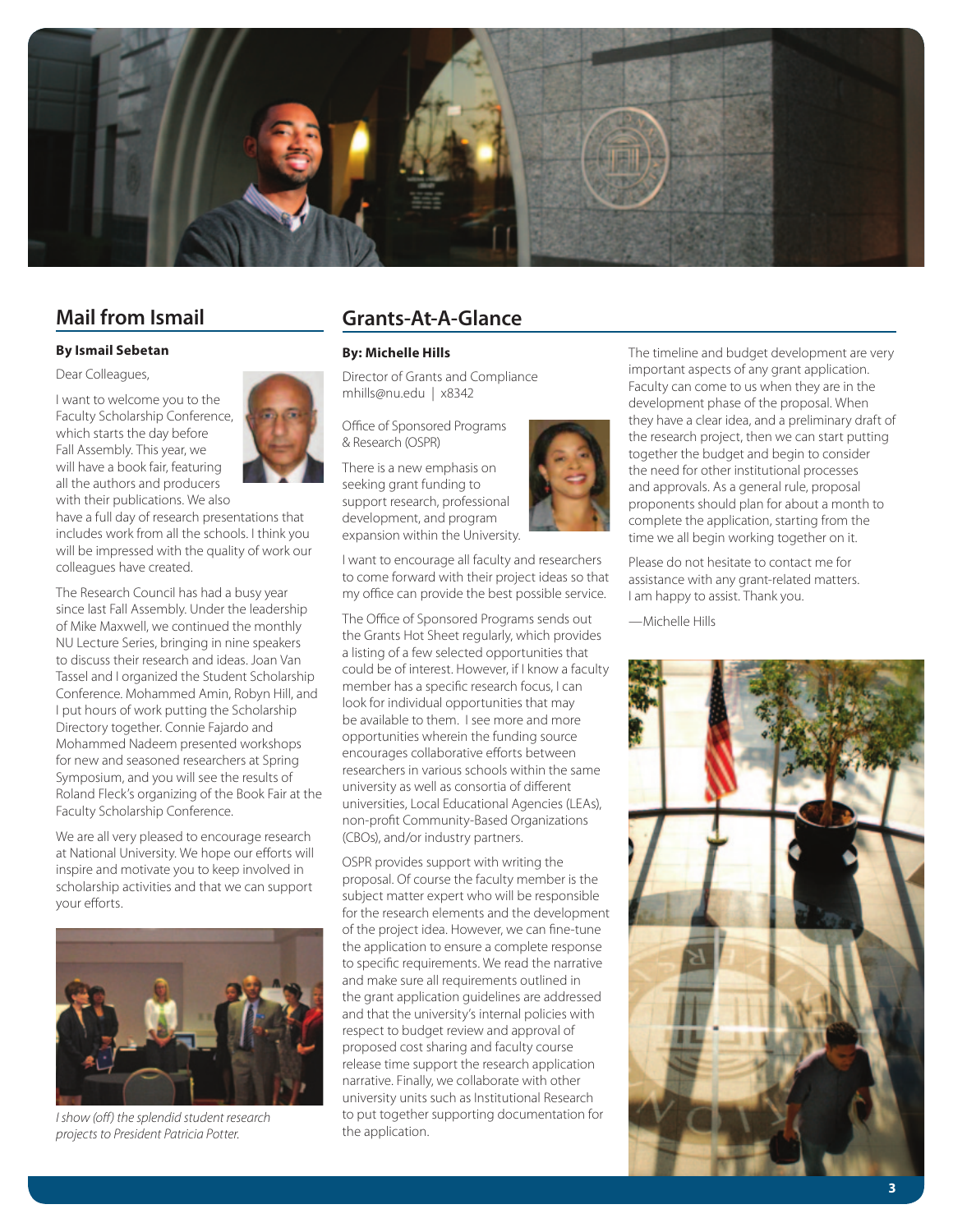## Mail from Ismail

**By Ismail Sebetan**

Dear Colleagues,

I want to welcome you to the Faculty Scholarship Conference, which starts the day before Fall Assembly. This year, we will have a book fair, featuring all the authors and producers with their publications. We also have a full day of research presentations that includes work from all the schools. I think you will be impressed with the quality of work our colleagues have created.

The Research Council has had a busy year since last Fall Assembly. Under the leadership of Mike Maxwell, we continued the monthly NU Lecture Series, bringing in nine speakers to discuss their research and ideas. Joan Van Tassel and I organized the Student Scholarship Conference. Mohammed Amin, Robyn Hill, and I put hours of work putting the Scholarship Directory together. Connie Fajardo and Mohammed Nadeem presented workshops for new and seasoned researchers at Spring Symposium, and you will see the results of Roland Fleck's organizing of the Book Fair at the Faculty Scholarship Conference.

We are all very pleased to encourage research at National University. We hope our efforts will inspire and motivate you to keep involved in scholarship activities and that we can support your efforts.

*I show (off) the splendid student research projects to President Patricia Potter.*

## Grants-At-A-Glance

**By: Michelle Hills**

Director of Grants and Compliance
mhills@nu.edu | x8342

Office of Sponsored Programs & Research (OSPR)

There is a new emphasis on seeking grant funding to support research, professional development, and program expansion within the University.

I want to encourage all faculty and researchers to come forward with their project ideas so that my office can provide the best possible service.

The Office of Sponsored Programs sends out the Grants Hot Sheet regularly, which provides a listing of a few selected opportunities that could be of interest. However, if I know a faculty member has a specific research focus, I can look for individual opportunities that may be available to them. I see more and more opportunities wherein the funding source encourages collaborative efforts between researchers in various schools within the same university as well as consortia of different universities, Local Educational Agencies (LEAs), non-profit Community-Based Organizations (CBOs), and/or industry partners.

OSPR provides support with writing the proposal. Of course the faculty member is the subject matter expert who will be responsible for the research elements and the development of the project idea. However, we can fine-tune the application to ensure a complete response to specific requirements. We read the narrative and make sure all requirements outlined in the grant application guidelines are addressed and that the university's internal policies with respect to budget review and approval of proposed cost sharing and faculty course release time support the research application narrative. Finally, we collaborate with other university units such as Institutional Research to put together supporting documentation for the application.

The timeline and budget development are very important aspects of any grant application. Faculty can come to us when they are in the development phase of the proposal. When they have a clear idea, and a preliminary draft of the research project, then we can start putting together the budget and begin to consider the need for other institutional processes and approvals. As a general rule, proposal proponents should plan for about a month to complete the application, starting from the time we all begin working together on it.

Please do not hesitate to contact me for assistance with any grant-related matters. I am happy to assist. Thank you.

—Michelle Hills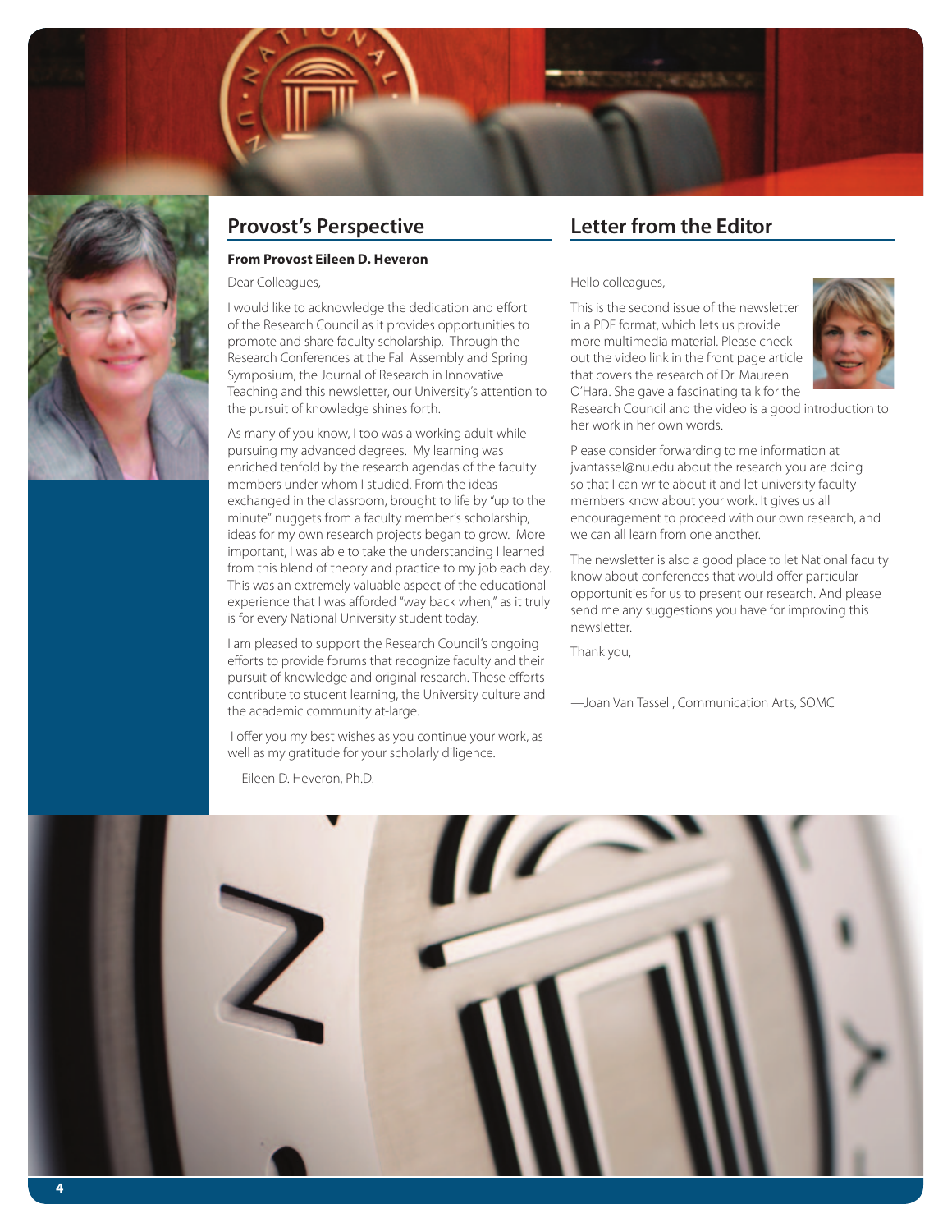## Provost's Perspective

**From Provost Eileen D. Heveron**

Dear Colleagues,

I would like to acknowledge the dedication and effort of the Research Council as it provides opportunities to promote and share faculty scholarship. Through the Research Conferences at the Fall Assembly and Spring Symposium, the Journal of Research in Innovative Teaching and this newsletter, our University's attention to the pursuit of knowledge shines forth.

As many of you know, I too was a working adult while pursuing my advanced degrees. My learning was enriched tenfold by the research agendas of the faculty members under whom I studied. From the ideas exchanged in the classroom, brought to life by "up to the minute" nuggets from a faculty member's scholarship, ideas for my own research projects began to grow. More important, I was able to take the understanding I learned from this blend of theory and practice to my job each day. This was an extremely valuable aspect of the educational experience that I was afforded "way back when," as it truly is for every National University student today.

I am pleased to support the Research Council's ongoing efforts to provide forums that recognize faculty and their pursuit of knowledge and original research. These efforts contribute to student learning, the University culture and the academic community at-large.

I offer you my best wishes as you continue your work, as well as my gratitude for your scholarly diligence.

—Eileen D. Heveron, Ph.D.

## Letter from the Editor

Hello colleagues,

This is the second issue of the newsletter in a PDF format, which lets us provide more multimedia material. Please check out the video link in the front page article that covers the research of Dr. Maureen O'Hara. She gave a fascinating talk for the Research Council and the video is a good introduction to her work in her own words.

Please consider forwarding to me information at jvantassel@nu.edu about the research you are doing so that I can write about it and let university faculty members know about your work. It gives us all encouragement to proceed with our own research, and we can all learn from one another.

The newsletter is also a good place to let National faculty know about conferences that would offer particular opportunities for us to present our research. And please send me any suggestions you have for improving this newsletter.

Thank you,

—Joan Van Tassel , Communication Arts, SOMC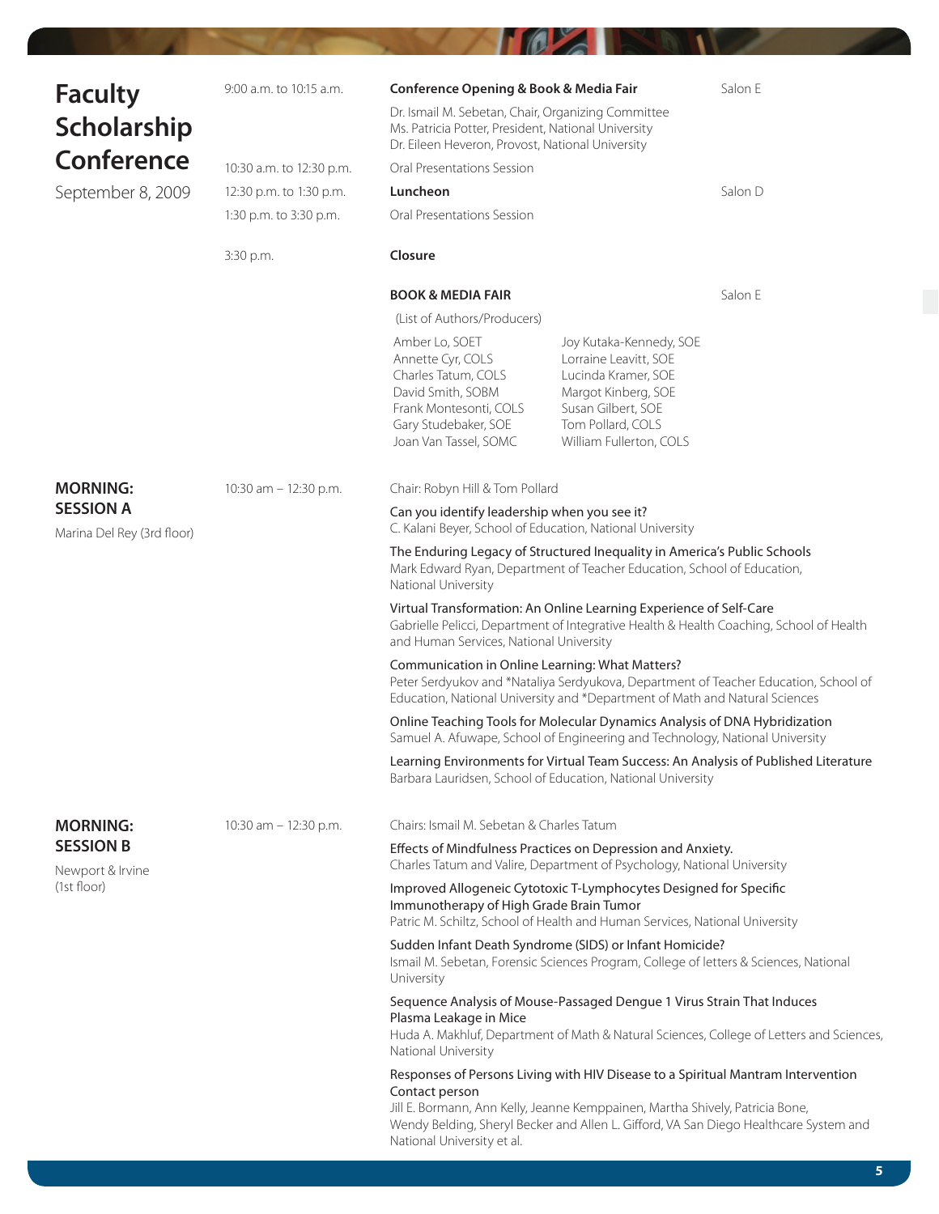# Faculty Scholarship Conference

September 8, 2009

| Time | Event | Location |
|---|---|---|
| 9:00 a.m. to 10:15 a.m. | **Conference Opening & Book & Media Fair**<br>Dr. Ismail M. Sebetan, Chair, Organizing Committee<br>Ms. Patricia Potter, President, National University<br>Dr. Eileen Heveron, Provost, National University | Salon E |
| 10:30 a.m. to 12:30 p.m. | Oral Presentations Session | |
| 12:30 p.m. to 1:30 p.m. | **Luncheon** | Salon D |
| 1:30 p.m. to 3:30 p.m. | Oral Presentations Session | |
| 3:30 p.m. | **Closure** | |

**BOOK & MEDIA FAIR** — Salon E

(List of Authors/Producers)

- Amber Lo, SOET
- Annette Cyr, COLS
- Charles Tatum, COLS
- David Smith, SOBM
- Frank Montesonti, COLS
- Gary Studebaker, SOE
- Joan Van Tassel, SOMC
- Joy Kutaka-Kennedy, SOE
- Lorraine Leavitt, SOE
- Lucinda Kramer, SOE
- Margot Kinberg, SOE
- Susan Gilbert, SOE
- Tom Pollard, COLS
- William Fullerton, COLS

## MORNING: SESSION A

Marina Del Rey (3rd floor)

10:30 am – 12:30 p.m.

Chair: Robyn Hill & Tom Pollard

Can you identify leadership when you see it?
C. Kalani Beyer, School of Education, National University

The Enduring Legacy of Structured Inequality in America's Public Schools
Mark Edward Ryan, Department of Teacher Education, School of Education, National University

Virtual Transformation: An Online Learning Experience of Self-Care
Gabrielle Pelicci, Department of Integrative Health & Health Coaching, School of Health and Human Services, National University

Communication in Online Learning: What Matters?
Peter Serdyukov and *Nataliya Serdyukova, Department of Teacher Education, School of Education, National University and *Department of Math and Natural Sciences

Online Teaching Tools for Molecular Dynamics Analysis of DNA Hybridization
Samuel A. Afuwape, School of Engineering and Technology, National University

Learning Environments for Virtual Team Success: An Analysis of Published Literature
Barbara Lauridsen, School of Education, National University

## MORNING: SESSION B

Newport & Irvine (1st floor)

10:30 am – 12:30 p.m.

Chairs: Ismail M. Sebetan & Charles Tatum

Effects of Mindfulness Practices on Depression and Anxiety.
Charles Tatum and Valire, Department of Psychology, National University

Improved Allogeneic Cytotoxic T-Lymphocytes Designed for Specific Immunotherapy of High Grade Brain Tumor
Patric M. Schiltz, School of Health and Human Services, National University

Sudden Infant Death Syndrome (SIDS) or Infant Homicide?
Ismail M. Sebetan, Forensic Sciences Program, College of letters & Sciences, National University

Sequence Analysis of Mouse-Passaged Dengue 1 Virus Strain That Induces Plasma Leakage in Mice
Huda A. Makhluf, Department of Math & Natural Sciences, College of Letters and Sciences, National University

Responses of Persons Living with HIV Disease to a Spiritual Mantram Intervention Contact person
Jill E. Bormann, Ann Kelly, Jeanne Kemppainen, Martha Shively, Patricia Bone, Wendy Belding, Sheryl Becker and Allen L. Gifford, VA San Diego Healthcare System and National University et al.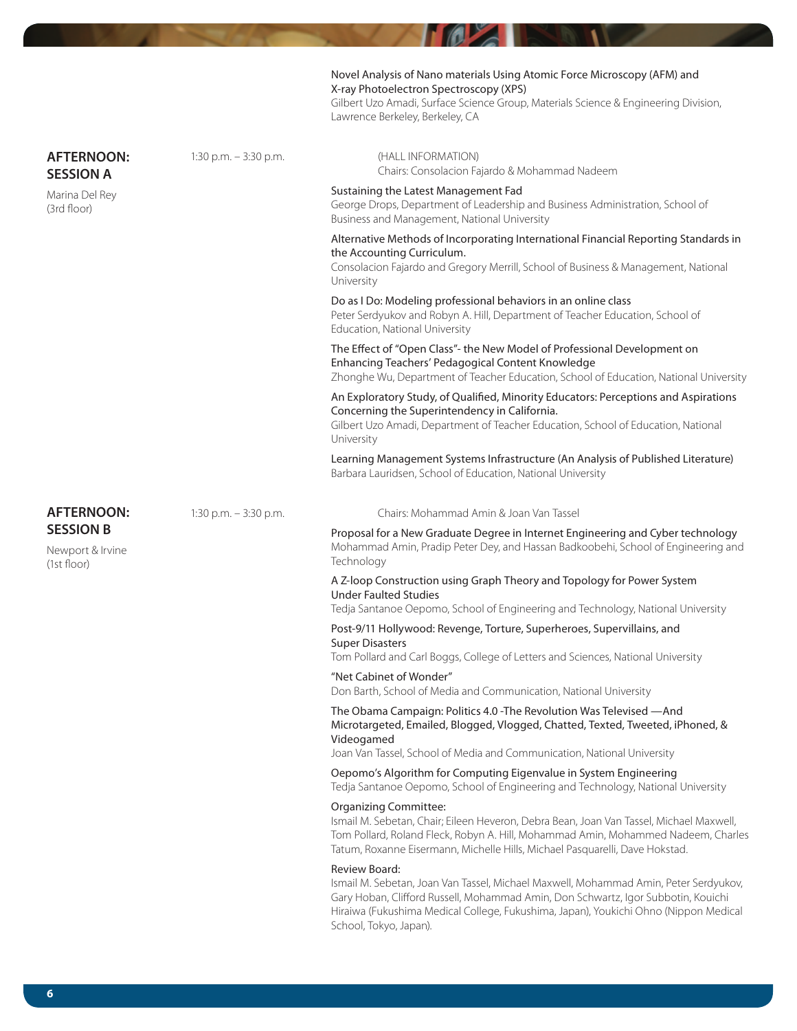Novel Analysis of Nano materials Using Atomic Force Microscopy (AFM) and X-ray Photoelectron Spectroscopy (XPS)
Gilbert Uzo Amadi, Surface Science Group, Materials Science & Engineering Division, Lawrence Berkeley, Berkeley, CA

## AFTERNOON: SESSION A

Marina Del Rey (3rd floor)

1:30 p.m. – 3:30 p.m.

(HALL INFORMATION)
Chairs: Consolacion Fajardo & Mohammad Nadeem

Sustaining the Latest Management Fad
George Drops, Department of Leadership and Business Administration, School of Business and Management, National University

Alternative Methods of Incorporating International Financial Reporting Standards in the Accounting Curriculum.
Consolacion Fajardo and Gregory Merrill, School of Business & Management, National University

Do as I Do: Modeling professional behaviors in an online class
Peter Serdyukov and Robyn A. Hill, Department of Teacher Education, School of Education, National University

The Effect of "Open Class"- the New Model of Professional Development on Enhancing Teachers' Pedagogical Content Knowledge
Zhonghe Wu, Department of Teacher Education, School of Education, National University

An Exploratory Study, of Qualified, Minority Educators: Perceptions and Aspirations Concerning the Superintendency in California.
Gilbert Uzo Amadi, Department of Teacher Education, School of Education, National University

Learning Management Systems Infrastructure (An Analysis of Published Literature)
Barbara Lauridsen, School of Education, National University

## AFTERNOON: SESSION B

Newport & Irvine (1st floor)

1:30 p.m. – 3:30 p.m.

Chairs: Mohammad Amin & Joan Van Tassel

Proposal for a New Graduate Degree in Internet Engineering and Cyber technology
Mohammad Amin, Pradip Peter Dey, and Hassan Badkoobehi, School of Engineering and Technology

A Z-loop Construction using Graph Theory and Topology for Power System Under Faulted Studies
Tedja Santanoe Oepomo, School of Engineering and Technology, National University

Post-9/11 Hollywood: Revenge, Torture, Superheroes, Supervillains, and Super Disasters
Tom Pollard and Carl Boggs, College of Letters and Sciences, National University

"Net Cabinet of Wonder"
Don Barth, School of Media and Communication, National University

The Obama Campaign: Politics 4.0 -The Revolution Was Televised —And Microtargeted, Emailed, Blogged, Vlogged, Chatted, Texted, Tweeted, iPhoned, & Videogamed
Joan Van Tassel, School of Media and Communication, National University

Oepomo's Algorithm for Computing Eigenvalue in System Engineering
Tedja Santanoe Oepomo, School of Engineering and Technology, National University

Organizing Committee:
Ismail M. Sebetan, Chair; Eileen Heveron, Debra Bean, Joan Van Tassel, Michael Maxwell, Tom Pollard, Roland Fleck, Robyn A. Hill, Mohammad Amin, Mohammed Nadeem, Charles Tatum, Roxanne Eisermann, Michelle Hills, Michael Pasquarelli, Dave Hokstad.

Review Board:
Ismail M. Sebetan, Joan Van Tassel, Michael Maxwell, Mohammad Amin, Peter Serdyukov, Gary Hoban, Clifford Russell, Mohammad Amin, Don Schwartz, Igor Subbotin, Kouichi Hiraiwa (Fukushima Medical College, Fukushima, Japan), Youkichi Ohno (Nippon Medical School, Tokyo, Japan).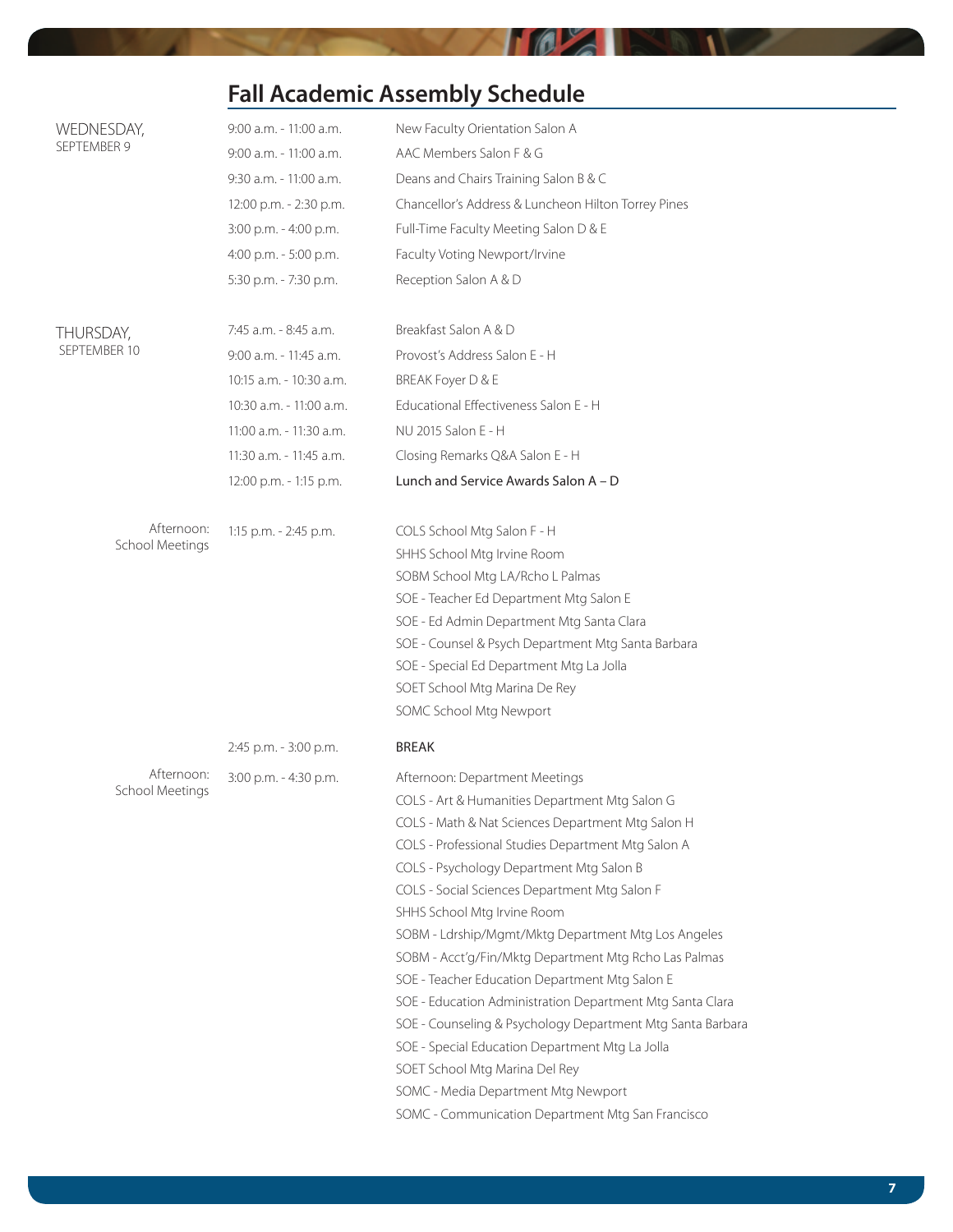## Fall Academic Assembly Schedule

| Day | Time | Event |
|---|---|---|
| WEDNESDAY, SEPTEMBER 9 | 9:00 a.m. - 11:00 a.m. | New Faculty Orientation Salon A |
| | 9:00 a.m. - 11:00 a.m. | AAC Members Salon F & G |
| | 9:30 a.m. - 11:00 a.m. | Deans and Chairs Training Salon B & C |
| | 12:00 p.m. - 2:30 p.m. | Chancellor's Address & Luncheon Hilton Torrey Pines |
| | 3:00 p.m. - 4:00 p.m. | Full-Time Faculty Meeting Salon D & E |
| | 4:00 p.m. - 5:00 p.m. | Faculty Voting Newport/Irvine |
| | 5:30 p.m. - 7:30 p.m. | Reception Salon A & D |
| THURSDAY, SEPTEMBER 10 | 7:45 a.m. - 8:45 a.m. | Breakfast Salon A & D |
| | 9:00 a.m. - 11:45 a.m. | Provost's Address Salon E - H |
| | 10:15 a.m. - 10:30 a.m. | BREAK Foyer D & E |
| | 10:30 a.m. - 11:00 a.m. | Educational Effectiveness Salon E - H |
| | 11:00 a.m. - 11:30 a.m. | NU 2015 Salon E - H |
| | 11:30 a.m. - 11:45 a.m. | Closing Remarks Q&A Salon E - H |
| | 12:00 p.m. - 1:15 p.m. | Lunch and Service Awards Salon A – D |
| Afternoon: School Meetings | 1:15 p.m. - 2:45 p.m. | COLS School Mtg Salon F - H |
| | | SHHS School Mtg Irvine Room |
| | | SOBM School Mtg LA/Rcho L Palmas |
| | | SOE - Teacher Ed Department Mtg Salon E |
| | | SOE - Ed Admin Department Mtg Santa Clara |
| | | SOE - Counsel & Psych Department Mtg Santa Barbara |
| | | SOE - Special Ed Department Mtg La Jolla |
| | | SOET School Mtg Marina De Rey |
| | | SOMC School Mtg Newport |
| | 2:45 p.m. - 3:00 p.m. | BREAK |
| Afternoon: School Meetings | 3:00 p.m. - 4:30 p.m. | Afternoon: Department Meetings |
| | | COLS - Art & Humanities Department Mtg Salon G |
| | | COLS - Math & Nat Sciences Department Mtg Salon H |
| | | COLS - Professional Studies Department Mtg Salon A |
| | | COLS - Psychology Department Mtg Salon B |
| | | COLS - Social Sciences Department Mtg Salon F |
| | | SHHS School Mtg Irvine Room |
| | | SOBM - Ldrship/Mgmt/Mktg Department Mtg Los Angeles |
| | | SOBM - Acct'g/Fin/Mktg Department Mtg Rcho Las Palmas |
| | | SOE - Teacher Education Department Mtg Salon E |
| | | SOE - Education Administration Department Mtg Santa Clara |
| | | SOE - Counseling & Psychology Department Mtg Santa Barbara |
| | | SOE - Special Education Department Mtg La Jolla |
| | | SOET School Mtg Marina Del Rey |
| | | SOMC - Media Department Mtg Newport |
| | | SOMC - Communication Department Mtg San Francisco |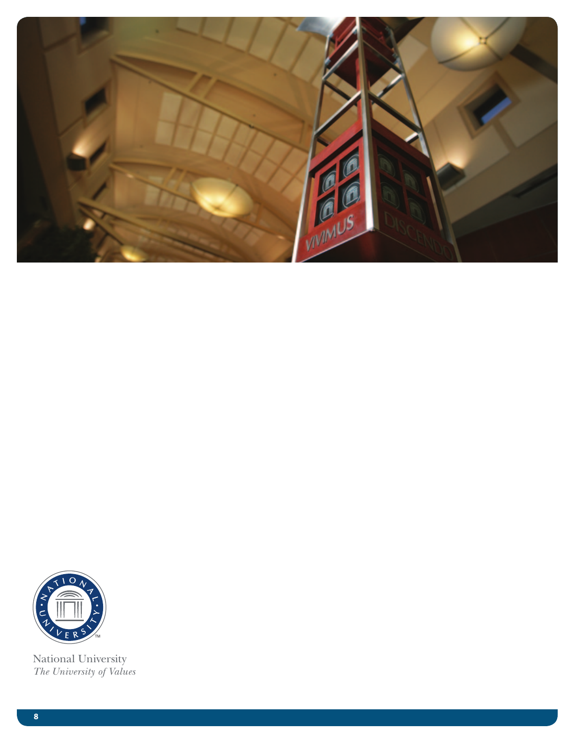National University

*The University of Values*